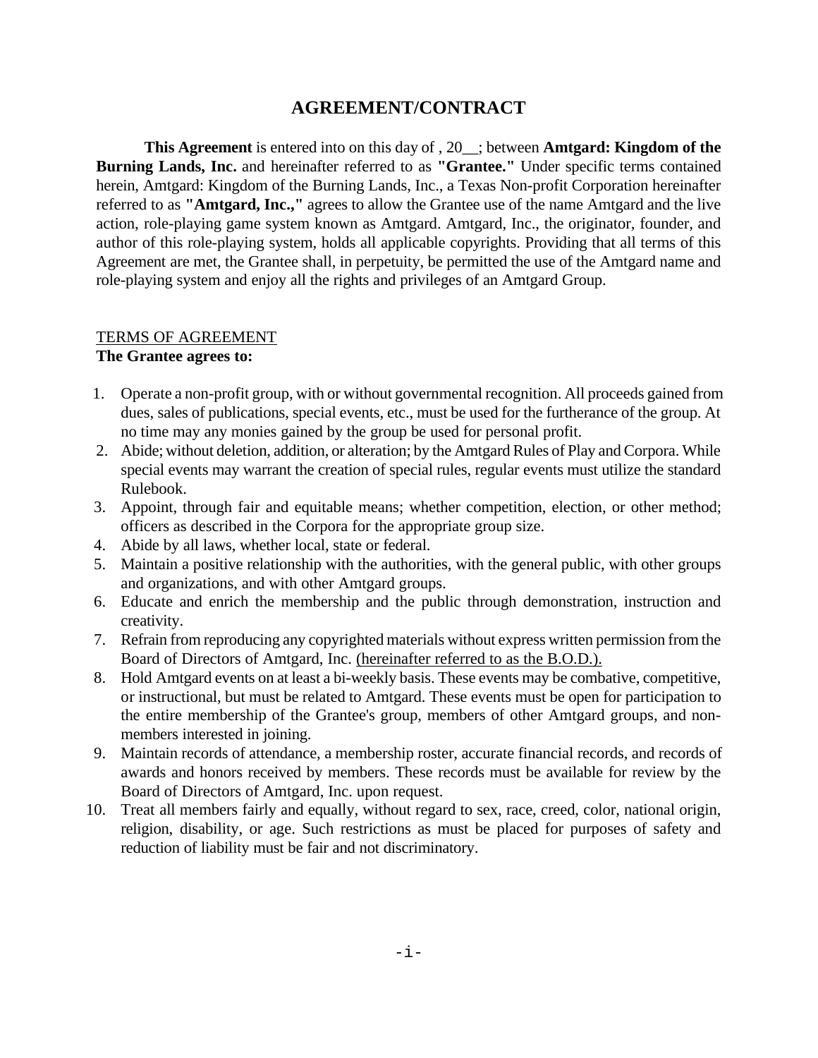# AGREEMENT/CONTRACT

**This Agreement** is entered into on this day of , 20__; between **Amtgard: Kingdom of the Burning Lands, Inc.** and hereinafter referred to as **"Grantee."** Under specific terms contained herein, Amtgard: Kingdom of the Burning Lands, Inc., a Texas Non-profit Corporation hereinafter referred to as **"Amtgard, Inc.,"** agrees to allow the Grantee use of the name Amtgard and the live action, role-playing game system known as Amtgard. Amtgard, Inc., the originator, founder, and author of this role-playing system, holds all applicable copyrights. Providing that all terms of this Agreement are met, the Grantee shall, in perpetuity, be permitted the use of the Amtgard name and role-playing system and enjoy all the rights and privileges of an Amtgard Group.

<u>TERMS OF AGREEMENT</u>

**The Grantee agrees to:**

1. Operate a non-profit group, with or without governmental recognition. All proceeds gained from dues, sales of publications, special events, etc., must be used for the furtherance of the group. At no time may any monies gained by the group be used for personal profit.
2. Abide; without deletion, addition, or alteration; by the Amtgard Rules of Play and Corpora. While special events may warrant the creation of special rules, regular events must utilize the standard Rulebook.
3. Appoint, through fair and equitable means; whether competition, election, or other method; officers as described in the Corpora for the appropriate group size.
4. Abide by all laws, whether local, state or federal.
5. Maintain a positive relationship with the authorities, with the general public, with other groups and organizations, and with other Amtgard groups.
6. Educate and enrich the membership and the public through demonstration, instruction and creativity.
7. Refrain from reproducing any copyrighted materials without express written permission from the Board of Directors of Amtgard, Inc. <u>(hereinafter referred to as the B.O.D.).</u>
8. Hold Amtgard events on at least a bi-weekly basis. These events may be combative, competitive, or instructional, but must be related to Amtgard. These events must be open for participation to the entire membership of the Grantee's group, members of other Amtgard groups, and non-members interested in joining.
9. Maintain records of attendance, a membership roster, accurate financial records, and records of awards and honors received by members. These records must be available for review by the Board of Directors of Amtgard, Inc. upon request.
10. Treat all members fairly and equally, without regard to sex, race, creed, color, national origin, religion, disability, or age. Such restrictions as must be placed for purposes of safety and reduction of liability must be fair and not discriminatory.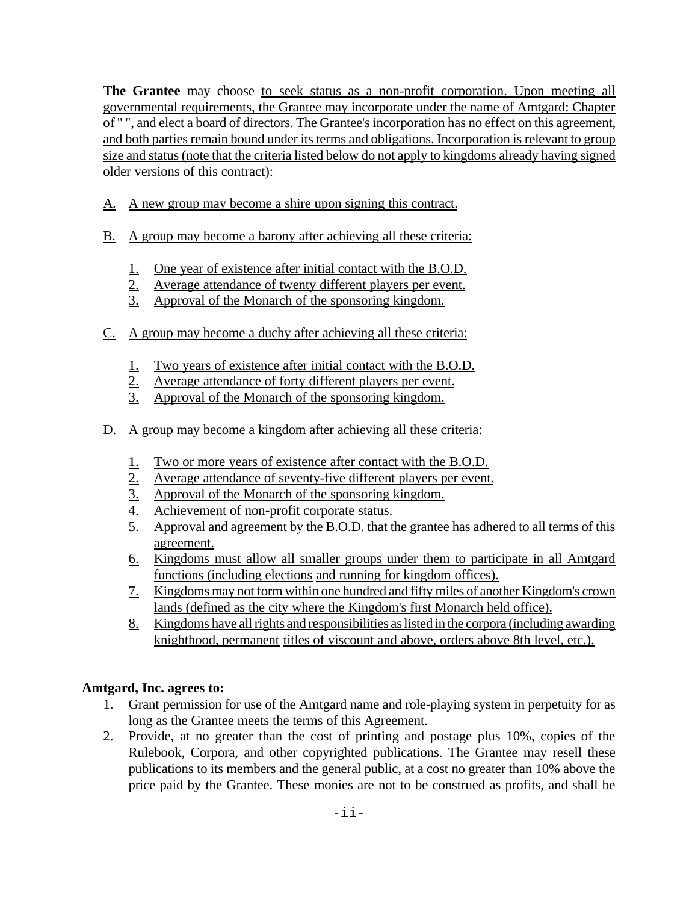**The Grantee** may choose to seek status as a non-profit corporation. Upon meeting all governmental requirements, the Grantee may incorporate under the name of Amtgard: Chapter of " ", and elect a board of directors. The Grantee's incorporation has no effect on this agreement, and both parties remain bound under its terms and obligations. Incorporation is relevant to group size and status (note that the criteria listed below do not apply to kingdoms already having signed older versions of this contract):

A. A new group may become a shire upon signing this contract.

B. A group may become a barony after achieving all these criteria:

   1. One year of existence after initial contact with the B.O.D.
   2. Average attendance of twenty different players per event.
   3. Approval of the Monarch of the sponsoring kingdom.

C. A group may become a duchy after achieving all these criteria:

   1. Two years of existence after initial contact with the B.O.D.
   2. Average attendance of forty different players per event.
   3. Approval of the Monarch of the sponsoring kingdom.

D. A group may become a kingdom after achieving all these criteria:

   1. Two or more years of existence after contact with the B.O.D.
   2. Average attendance of seventy-five different players per event.
   3. Approval of the Monarch of the sponsoring kingdom.
   4. Achievement of non-profit corporate status.
   5. Approval and agreement by the B.O.D. that the grantee has adhered to all terms of this agreement.
   6. Kingdoms must allow all smaller groups under them to participate in all Amtgard functions (including elections and running for kingdom offices).
   7. Kingdoms may not form within one hundred and fifty miles of another Kingdom's crown lands (defined as the city where the Kingdom's first Monarch held office).
   8. Kingdoms have all rights and responsibilities as listed in the corpora (including awarding knighthood, permanent titles of viscount and above, orders above 8th level, etc.).

**Amtgard, Inc. agrees to:**

1. Grant permission for use of the Amtgard name and role-playing system in perpetuity for as long as the Grantee meets the terms of this Agreement.
2. Provide, at no greater than the cost of printing and postage plus 10%, copies of the Rulebook, Corpora, and other copyrighted publications. The Grantee may resell these publications to its members and the general public, at a cost no greater than 10% above the price paid by the Grantee. These monies are not to be construed as profits, and shall be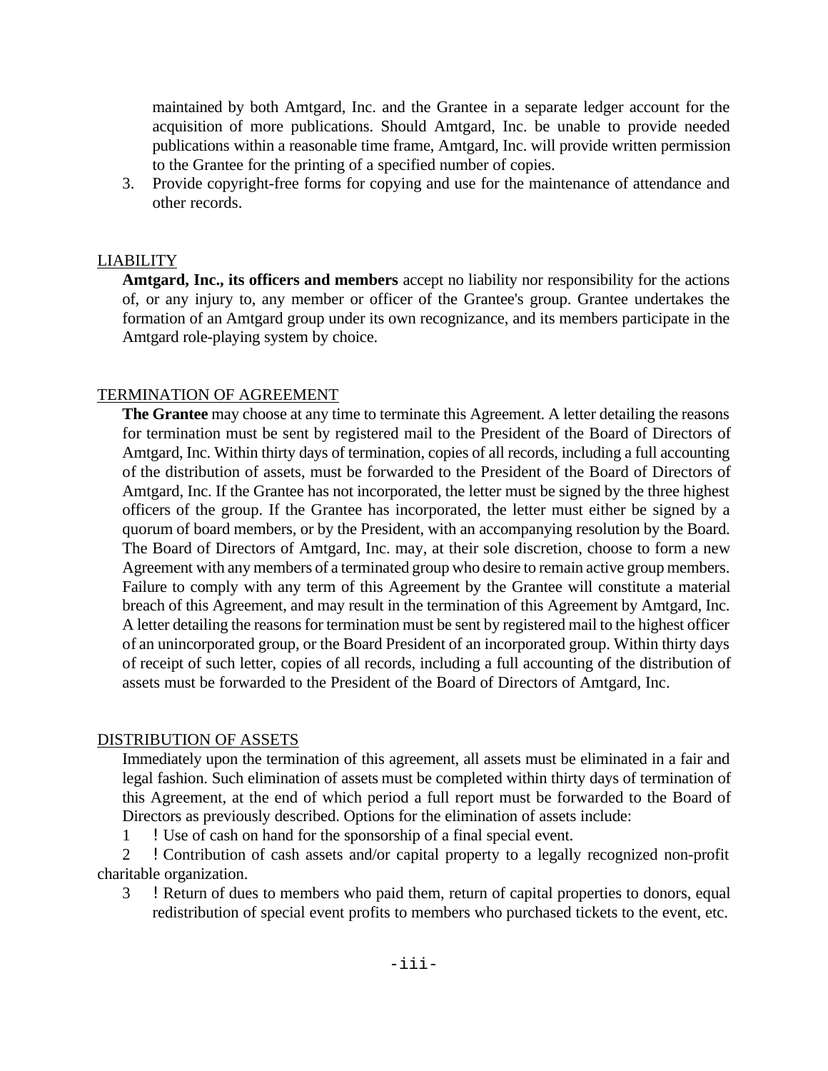maintained by both Amtgard, Inc. and the Grantee in a separate ledger account for the acquisition of more publications. Should Amtgard, Inc. be unable to provide needed publications within a reasonable time frame, Amtgard, Inc. will provide written permission to the Grantee for the printing of a specified number of copies.

3. Provide copyright-free forms for copying and use for the maintenance of attendance and other records.

## LIABILITY

**Amtgard, Inc., its officers and members** accept no liability nor responsibility for the actions of, or any injury to, any member or officer of the Grantee's group. Grantee undertakes the formation of an Amtgard group under its own recognizance, and its members participate in the Amtgard role-playing system by choice.

## TERMINATION OF AGREEMENT

**The Grantee** may choose at any time to terminate this Agreement. A letter detailing the reasons for termination must be sent by registered mail to the President of the Board of Directors of Amtgard, Inc. Within thirty days of termination, copies of all records, including a full accounting of the distribution of assets, must be forwarded to the President of the Board of Directors of Amtgard, Inc. If the Grantee has not incorporated, the letter must be signed by the three highest officers of the group. If the Grantee has incorporated, the letter must either be signed by a quorum of board members, or by the President, with an accompanying resolution by the Board. The Board of Directors of Amtgard, Inc. may, at their sole discretion, choose to form a new Agreement with any members of a terminated group who desire to remain active group members. Failure to comply with any term of this Agreement by the Grantee will constitute a material breach of this Agreement, and may result in the termination of this Agreement by Amtgard, Inc. A letter detailing the reasons for termination must be sent by registered mail to the highest officer of an unincorporated group, or the Board President of an incorporated group. Within thirty days of receipt of such letter, copies of all records, including a full accounting of the distribution of assets must be forwarded to the President of the Board of Directors of Amtgard, Inc.

## DISTRIBUTION OF ASSETS

Immediately upon the termination of this agreement, all assets must be eliminated in a fair and legal fashion. Such elimination of assets must be completed within thirty days of termination of this Agreement, at the end of which period a full report must be forwarded to the Board of Directors as previously described. Options for the elimination of assets include:

1 ! Use of cash on hand for the sponsorship of a final special event.

2 ! Contribution of cash assets and/or capital property to a legally recognized non-profit charitable organization.

3 ! Return of dues to members who paid them, return of capital properties to donors, equal redistribution of special event profits to members who purchased tickets to the event, etc.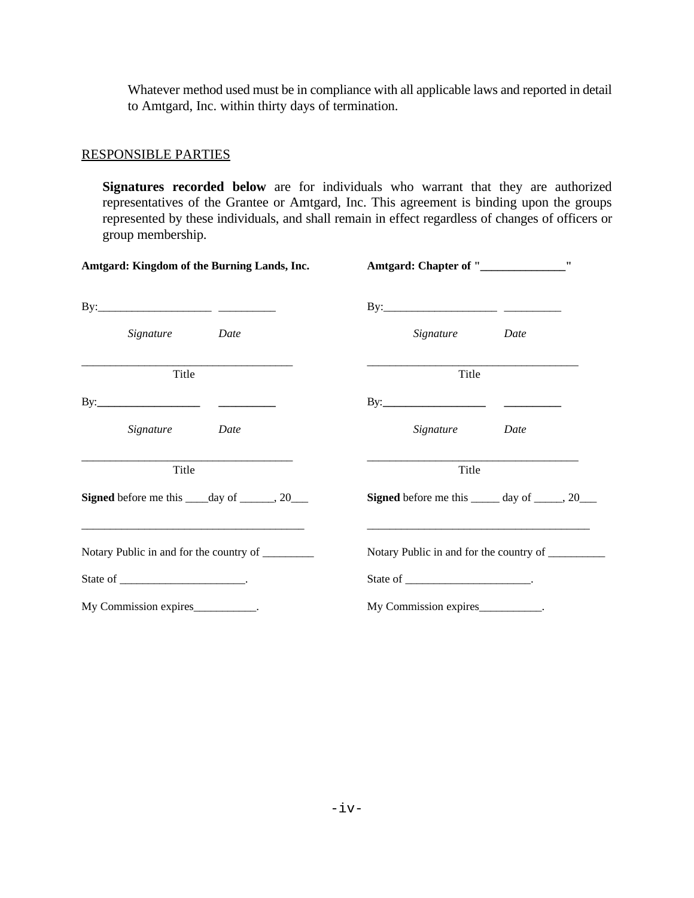Whatever method used must be in compliance with all applicable laws and reported in detail to Amtgard, Inc. within thirty days of termination.

RESPONSIBLE PARTIES

**Signatures recorded below** are for individuals who warrant that they are authorized representatives of the Grantee or Amtgard, Inc. This agreement is binding upon the groups represented by these individuals, and shall remain in effect regardless of changes of officers or group membership.

**Amtgard: Kingdom of the Burning Lands, Inc.**

By:____________________ __________

*Signature* *Date*

______________________________________

Title

By:__________________ __________

*Signature* *Date*

______________________________________

Title

**Signed** before me this ____day of ______, 20___

________________________________________

Notary Public in and for the country of _________

State of ______________________.

My Commission expires___________.

**Amtgard: Chapter of "_______________"**

By:____________________ __________

*Signature* *Date*

______________________________________

Title

By:__________________ __________

*Signature* *Date*

______________________________________

Title

**Signed** before me this _____ day of _____, 20___

________________________________________

Notary Public in and for the country of __________

State of ______________________.

My Commission expires___________.